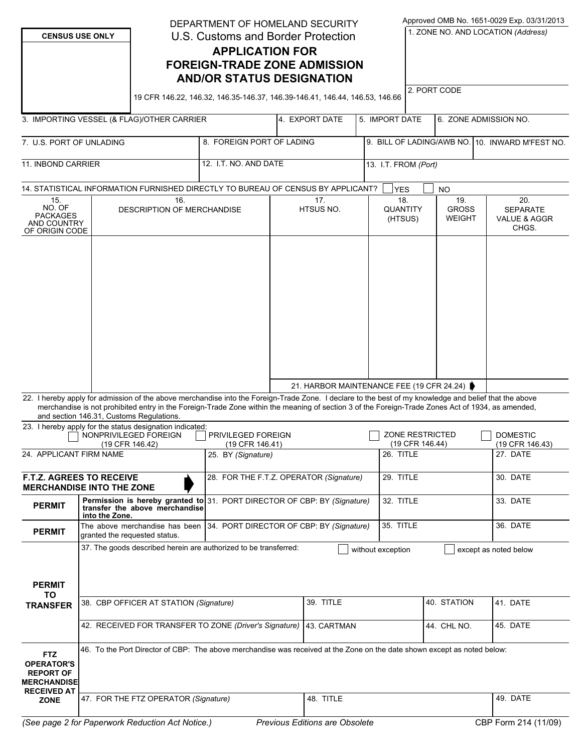**CENSUS USE ONLY**

DEPARTMENT OF HOMELAND SECURITY
U.S. Customs and Border Protection

# APPLICATION FOR FOREIGN-TRADE ZONE ADMISSION AND/OR STATUS DESIGNATION

19 CFR 146.22, 146.32, 146.35-146.37, 146.39-146.41, 146.44, 146.53, 146.66

Approved OMB No. 1651-0029 Exp. 03/31/2013

1. ZONE NO. AND LOCATION *(Address)*

2. PORT CODE

| 3. IMPORTING VESSEL (& FLAG)/OTHER CARRIER | 4. EXPORT DATE | 5. IMPORT DATE | 6. ZONE ADMISSION NO. |
|---|---|---|---|
| | | | |

| 7. U.S. PORT OF UNLADING | 8. FOREIGN PORT OF LADING | 9. BILL OF LADING/AWB NO. | 10. INWARD M'FEST NO. |
|---|---|---|---|
| | | | |

| 11. INBOND CARRIER | 12. I.T. NO. AND DATE | 13. I.T. FROM *(Port)* |
|---|---|---|
| | | |

14. STATISTICAL INFORMATION FURNISHED DIRECTLY TO BUREAU OF CENSUS BY APPLICANT? ☐ YES ☐ NO

| 15. NO. OF PACKAGES AND COUNTRY OF ORIGIN CODE | 16. DESCRIPTION OF MERCHANDISE | 17. HTSUS NO. | 18. QUANTITY (HTSUS) | 19. GROSS WEIGHT | 20. SEPARATE VALUE & AGGR CHGS. |
|---|---|---|---|---|---|
| | | | | | |
| | | 21. HARBOR MAINTENANCE FEE (19 CFR 24.24) | | | |

22. I hereby apply for admission of the above merchandise into the Foreign-Trade Zone. I declare to the best of my knowledge and belief that the above merchandise is not prohibited entry in the Foreign-Trade Zone within the meaning of section 3 of the Foreign-Trade Zones Act of 1934, as amended, and section 146.31, Customs Regulations.

23. I hereby apply for the status designation indicated:
☐ NONPRIVILEGED FOREIGN (19 CFR 146.42) ☐ PRIVILEGED FOREIGN (19 CFR 146.41) ☐ ZONE RESTRICTED (19 CFR 146.44) ☐ DOMESTIC (19 CFR 146.43)

| 24. APPLICANT FIRM NAME | 25. BY *(Signature)* | 26. TITLE | 27. DATE |
|---|---|---|---|
| **F.T.Z. AGREES TO RECEIVE MERCHANDISE INTO THE ZONE** | 28. FOR THE F.T.Z. OPERATOR *(Signature)* | 29. TITLE | 30. DATE |
| **PERMIT** — **Permission is hereby granted to transfer the above merchandise into the Zone.** | 31. PORT DIRECTOR OF CBP: BY *(Signature)* | 32. TITLE | 33. DATE |
| **PERMIT** — The above merchandise has been granted the requested status. | 34. PORT DIRECTOR OF CBP: BY *(Signature)* | 35. TITLE | 36. DATE |

**PERMIT TO TRANSFER**

37. The goods described herein are authorized to be transferred: ☐ without exception ☐ except as noted below

| 38. CBP OFFICER AT STATION *(Signature)* | 39. TITLE | 40. STATION | 41. DATE |
|---|---|---|---|
| 42. RECEIVED FOR TRANSFER TO ZONE *(Driver's Signature)* | 43. CARTMAN | 44. CHL NO. | 45. DATE |

**FTZ OPERATOR'S REPORT OF MERCHANDISE RECEIVED AT ZONE**

46. To the Port Director of CBP: The above merchandise was received at the Zone on the date shown except as noted below:

| 47. FOR THE FTZ OPERATOR *(Signature)* | 48. TITLE | 49. DATE |
|---|---|---|
| | | |

*(See page 2 for Paperwork Reduction Act Notice.)* *Previous Editions are Obsolete* CBP Form 214 (11/09)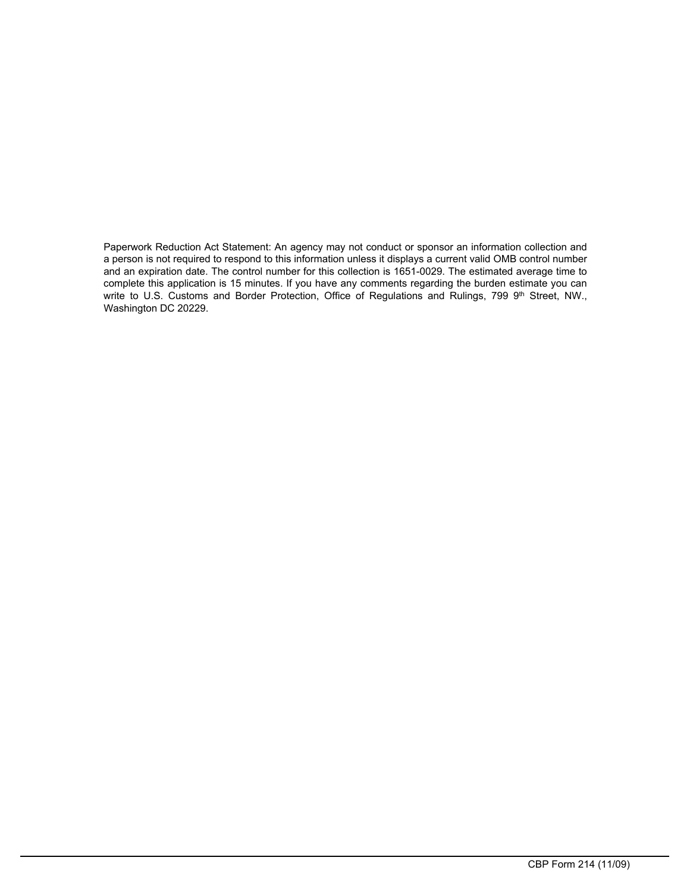Paperwork Reduction Act Statement: An agency may not conduct or sponsor an information collection and a person is not required to respond to this information unless it displays a current valid OMB control number and an expiration date. The control number for this collection is 1651-0029. The estimated average time to complete this application is 15 minutes. If you have any comments regarding the burden estimate you can write to U.S. Customs and Border Protection, Office of Regulations and Rulings, 799 9th Street, NW., Washington DC 20229.

CBP Form 214 (11/09)